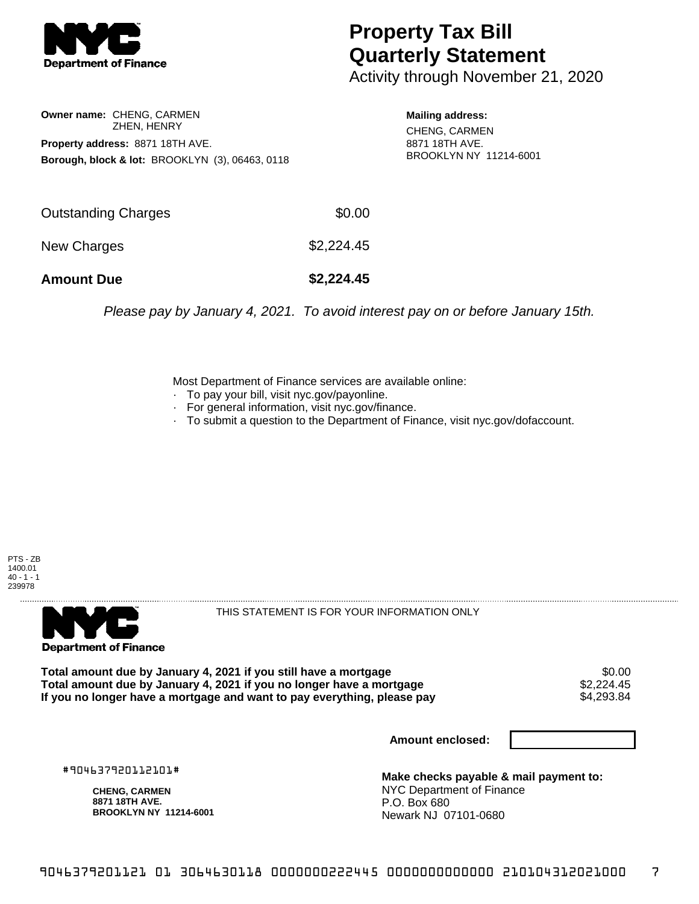# Property Tax Bill Quarterly Statement

Activity through November 21, 2020

**Owner name:** CHENG, CARMEN
ZHEN, HENRY

**Property address:** 8871 18TH AVE.

**Borough, block & lot:** BROOKLYN (3), 06463, 0118

**Mailing address:**
CHENG, CARMEN
8871 18TH AVE.
BROOKLYN NY 11214-6001

| | |
|---|---|
| Outstanding Charges | $0.00 |
| New Charges | $2,224.45 |
| **Amount Due** | **$2,224.45** |

*Please pay by January 4, 2021. To avoid interest pay on or before January 15th.*

Most Department of Finance services are available online:
- To pay your bill, visit nyc.gov/payonline.
- For general information, visit nyc.gov/finance.
- To submit a question to the Department of Finance, visit nyc.gov/dofaccount.

PTS - ZB
1400.01
40 - 1 - 1
239978

THIS STATEMENT IS FOR YOUR INFORMATION ONLY

| | |
|---|---|
| **Total amount due by January 4, 2021 if you still have a mortgage** | $0.00 |
| **Total amount due by January 4, 2021 if you no longer have a mortgage** | $2,224.45 |
| **If you no longer have a mortgage and want to pay everything, please pay** | $4,293.84 |

**Amount enclosed:**

#904637920112101#

**CHENG, CARMEN**
**8871 18TH AVE.**
**BROOKLYN NY 11214-6001**

**Make checks payable & mail payment to:**
NYC Department of Finance
P.O. Box 680
Newark NJ 07101-0680

9046379201121 01 3064630118 0000000222445 0000000000000 210104312021000 7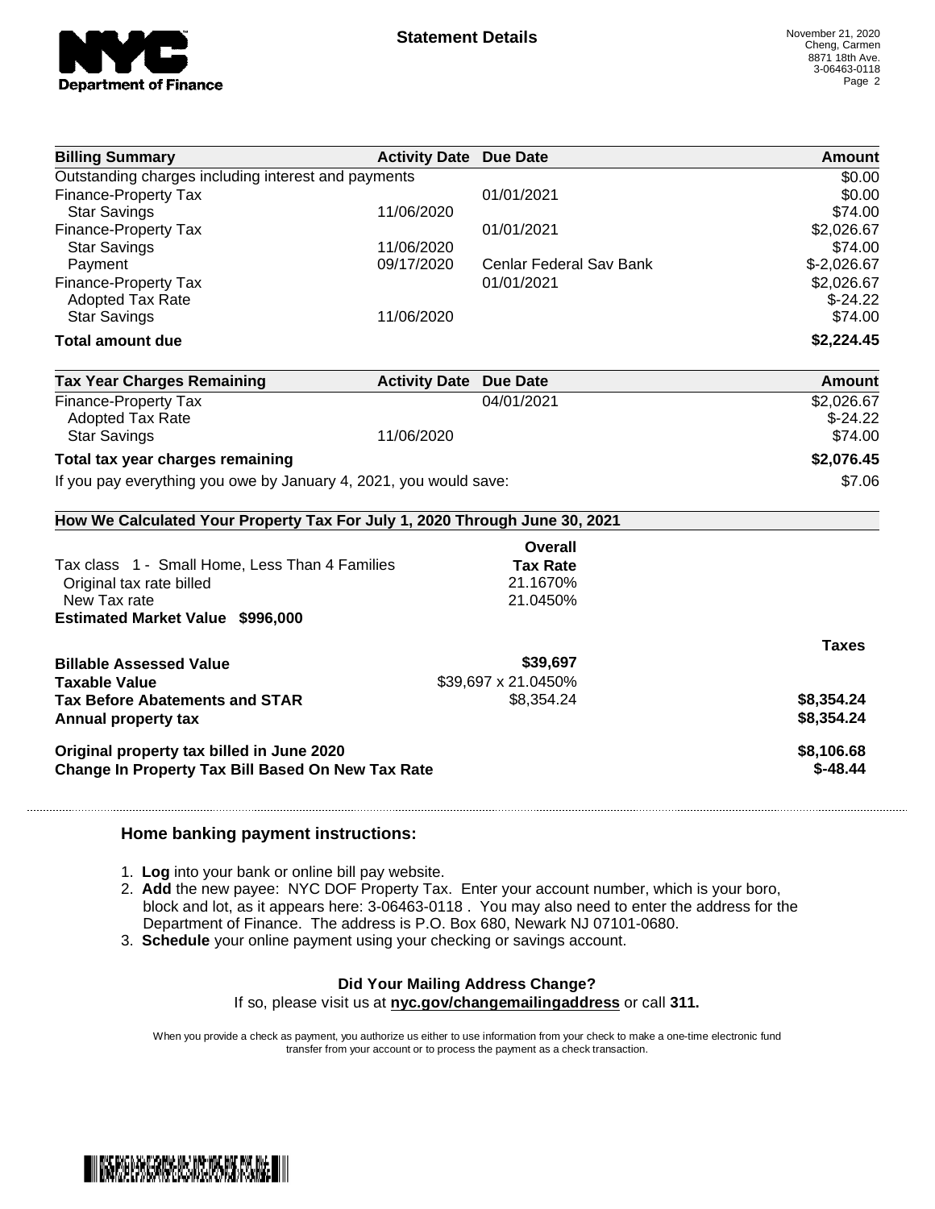# Statement Details

November 21, 2020
Cheng, Carmen
8871 18th Ave.
3-06463-0118

| Billing Summary | Activity Date | Due Date | Amount |
|---|---|---|---|
| Outstanding charges including interest and payments | | | $0.00 |
| Finance-Property Tax | | 01/01/2021 | $0.00 |
| Star Savings | 11/06/2020 | | $74.00 |
| Finance-Property Tax | | 01/01/2021 | $2,026.67 |
| Star Savings | 11/06/2020 | | $74.00 |
| Payment | 09/17/2020 | Cenlar Federal Sav Bank | $-2,026.67 |
| Finance-Property Tax | | 01/01/2021 | $2,026.67 |
| Adopted Tax Rate | | | $-24.22 |
| Star Savings | 11/06/2020 | | $74.00 |
| **Total amount due** | | | **$2,224.45** |

| Tax Year Charges Remaining | Activity Date | Due Date | Amount |
|---|---|---|---|
| Finance-Property Tax | | 04/01/2021 | $2,026.67 |
| Adopted Tax Rate | | | $-24.22 |
| Star Savings | 11/06/2020 | | $74.00 |
| **Total tax year charges remaining** | | | **$2,076.45** |
| If you pay everything you owe by January 4, 2021, you would save: | | | $7.06 |

## How We Calculated Your Property Tax For July 1, 2020 Through June 30, 2021

| | Overall Tax Rate | |
|---|---|---|
| Tax class 1 - Small Home, Less Than 4 Families | | |
| Original tax rate billed | 21.1670% | |
| New Tax rate | 21.0450% | |
| **Estimated Market Value $996,000** | | |
| | | **Taxes** |
| **Billable Assessed Value** | **$39,697** | |
| **Taxable Value** | $39,697 x 21.0450% | |
| **Tax Before Abatements and STAR** | $8,354.24 | **$8,354.24** |
| **Annual property tax** | | **$8,354.24** |
| **Original property tax billed in June 2020** | | **$8,106.68** |
| **Change In Property Tax Bill Based On New Tax Rate** | | **$-48.44** |

### Home banking payment instructions:

1. **Log** into your bank or online bill pay website.
2. **Add** the new payee: NYC DOF Property Tax. Enter your account number, which is your boro, block and lot, as it appears here: 3-06463-0118 . You may also need to enter the address for the Department of Finance. The address is P.O. Box 680, Newark NJ 07101-0680.
3. **Schedule** your online payment using your checking or savings account.

**Did Your Mailing Address Change?**
If so, please visit us at **nyc.gov/changemailingaddress** or call **311.**

When you provide a check as payment, you authorize us either to use information from your check to make a one-time electronic fund transfer from your account or to process the payment as a check transaction.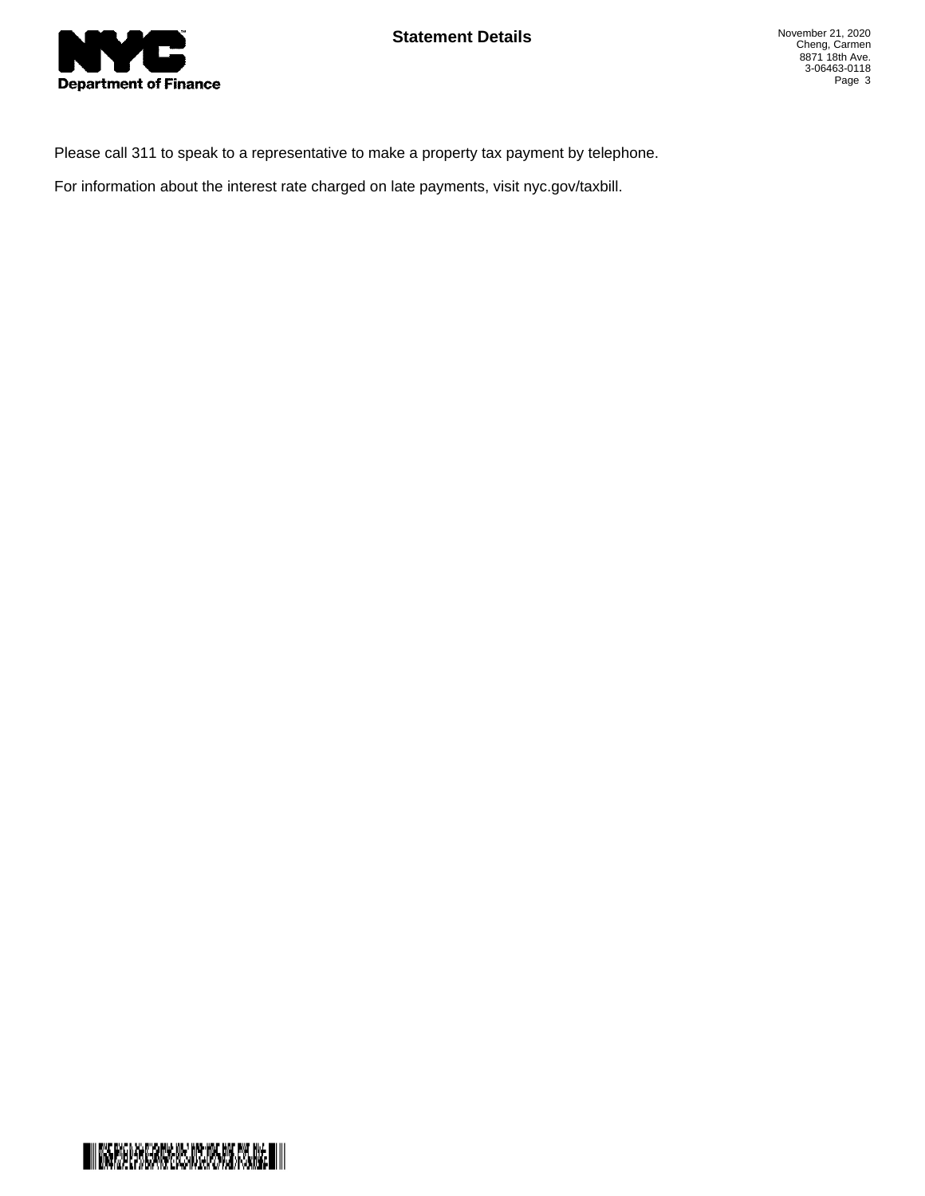Please call 311 to speak to a representative to make a property tax payment by telephone.

For information about the interest rate charged on late payments, visit nyc.gov/taxbill.